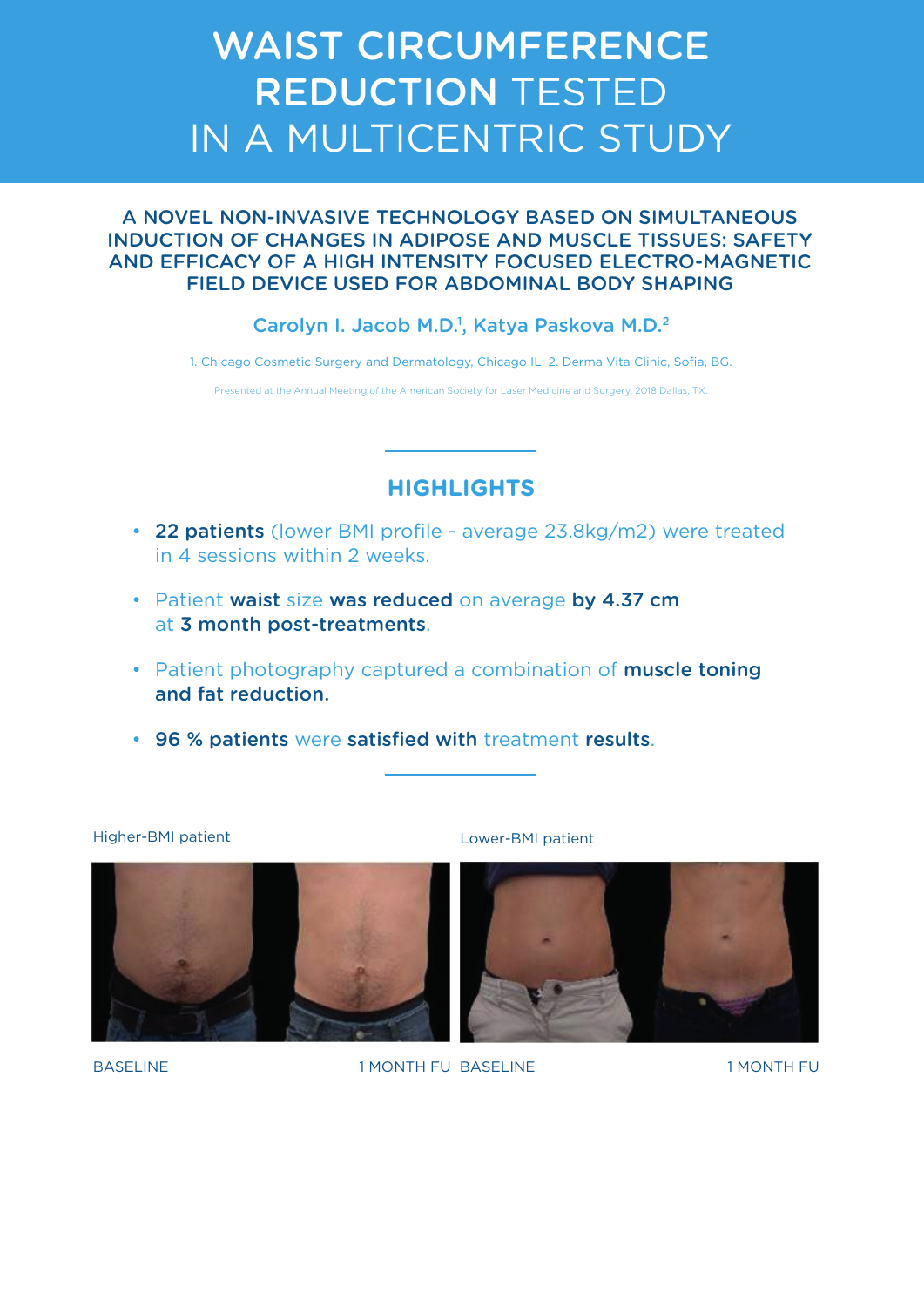# WAIST CIRCUMFERENCE REDUCTION TESTED IN A MULTICENTRIC STUDY

## A NOVEL NON-INVASIVE TECHNOLOGY BASED ON SIMULTANEOUS INDUCTION OF CHANGES IN ADIPOSE AND MUSCLE TISSUES: SAFETY AND EFFICACY OF A HIGH INTENSITY FOCUSED ELECTRO-MAGNETIC FIELD DEVICE USED FOR ABDOMINAL BODY SHAPING

Carolyn I. Jacob M.D.[1], Katya Paskova M.D.[2]

1. Chicago Cosmetic Surgery and Dermatology, Chicago IL; 2. Derma Vita Clinic, Sofia, BG.

Presented at the Annual Meeting of the American Society for Laser Medicine and Surgery, 2018 Dallas, TX.

## HIGHLIGHTS

- **22 patients** (lower BMI profile - average 23.8kg/m2) were treated in 4 sessions within 2 weeks.
- Patient **waist** size **was reduced** on average **by 4.37 cm** at **3 month post-treatments**.
- Patient photography captured a combination of **muscle toning and fat reduction.**
- **96 % patients** were **satisfied with** treatment **results**.

Higher-BMI patient

BASELINE 1 MONTH FU

Lower-BMI patient

BASELINE 1 MONTH FU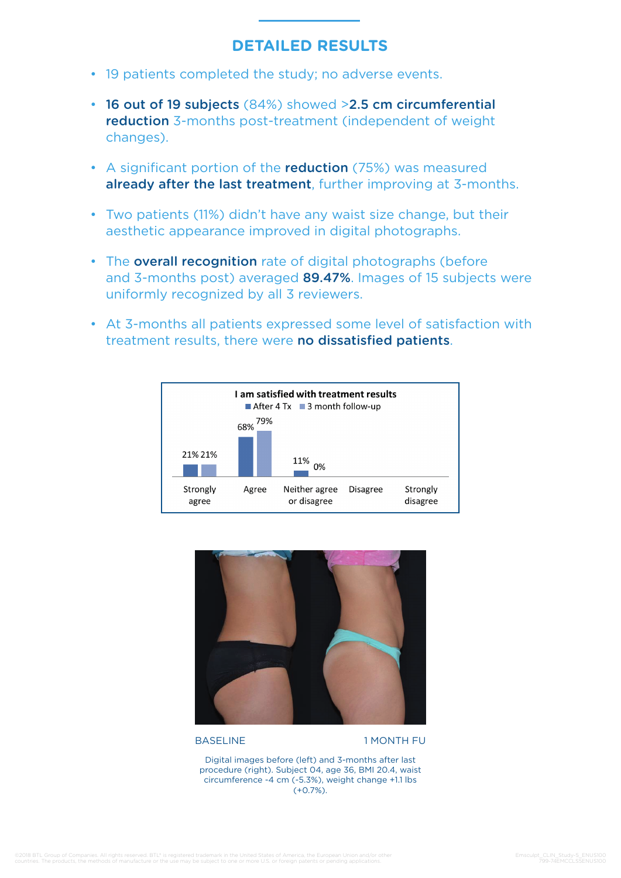## DETAILED RESULTS

- 19 patients completed the study; no adverse events.
- **16 out of 19 subjects** (84%) showed >**2.5 cm circumferential reduction** 3-months post-treatment (independent of weight changes).
- A significant portion of the **reduction** (75%) was measured **already after the last treatment**, further improving at 3-months.
- Two patients (11%) didn't have any waist size change, but their aesthetic appearance improved in digital photographs.
- The **overall recognition** rate of digital photographs (before and 3-months post) averaged **89.47%**. Images of 15 subjects were uniformly recognized by all 3 reviewers.
- At 3-months all patients expressed some level of satisfaction with treatment results, there were **no dissatisfied patients**.

I am satisfied with treatment results

After 4 Tx
3 month follow-up

21% 21%
68% 79%
11% 0%

Strongly agree
Agree
Neither agree or disagree
Disagree
Strongly disagree

BASELINE
1 MONTH FU

Digital images before (left) and 3-months after last procedure (right). Subject 04, age 36, BMI 20.4, waist circumference -4 cm (-5.3%), weight change +1.1 lbs (+0.7%).

©2018 BTL Group of Companies. All rights reserved. BTL® is registered trademark in the United States of America, the European Union and/or other countries. The products, the methods of manufacture or the use may be subject to one or more U.S. or foreign patents or pending applications.

Emsculpt_CLIN_Study-5_ENUS100
799-74EMCCLS5ENUS100